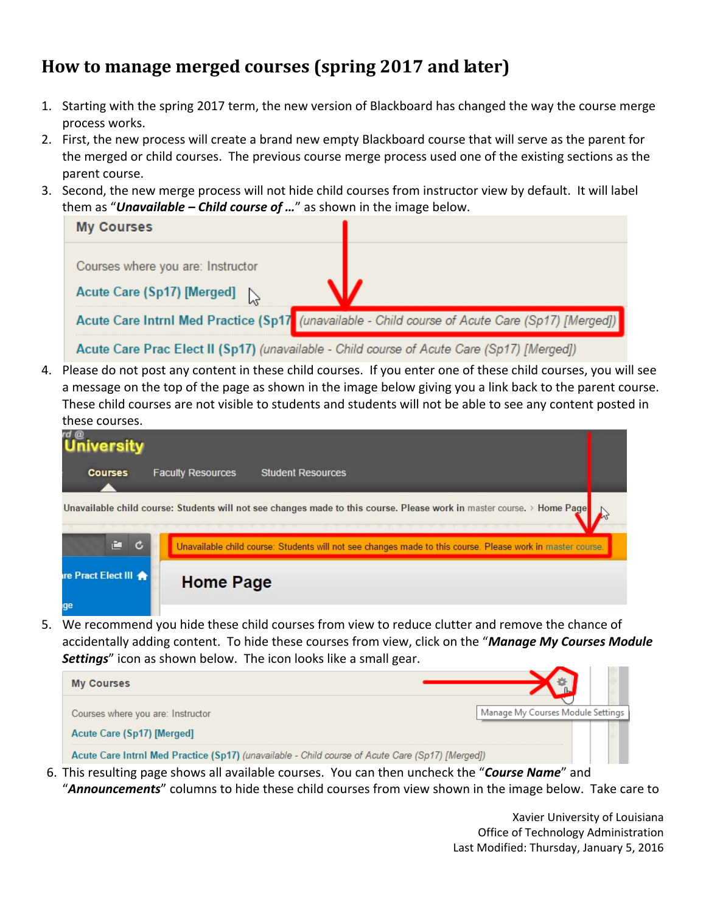# How to manage merged courses (spring 2017 and later)

1. Starting with the spring 2017 term, the new version of Blackboard has changed the way the course merge process works.
2. First, the new process will create a brand new empty Blackboard course that will serve as the parent for the merged or child courses. The previous course merge process used one of the existing sections as the parent course.
3. Second, the new merge process will not hide child courses from instructor view by default. It will label them as "***Unavailable – Child course of …***" as shown in the image below.
4. Please do not post any content in these child courses. If you enter one of these child courses, you will see a message on the top of the page as shown in the image below giving you a link back to the parent course. These child courses are not visible to students and students will not be able to see any content posted in these courses.
5. We recommend you hide these child courses from view to reduce clutter and remove the chance of accidentally adding content. To hide these courses from view, click on the "***Manage My Courses Module Settings***" icon as shown below. The icon looks like a small gear.
6. This resulting page shows all available courses. You can then uncheck the "***Course Name***" and "***Announcements***" columns to hide these child courses from view shown in the image below. Take care to

Xavier University of Louisiana
Office of Technology Administration
Last Modified: Thursday, January 5, 2016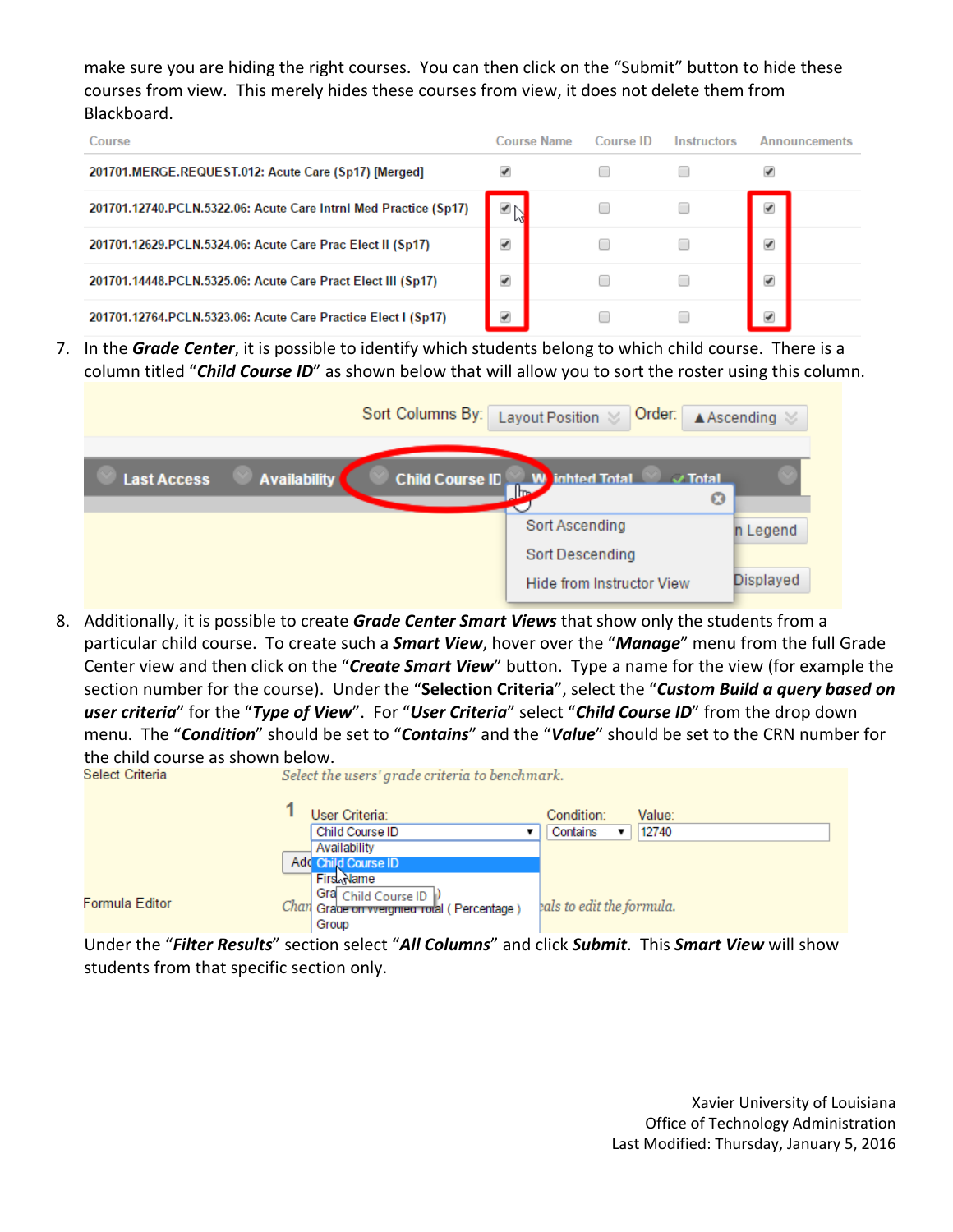make sure you are hiding the right courses. You can then click on the "Submit" button to hide these courses from view. This merely hides these courses from view, it does not delete them from Blackboard.

| Course | Course Name | Course ID | Instructors | Announcements |
|---|---|---|---|---|
| 201701.MERGE.REQUEST.012: Acute Care (Sp17) [Merged] | ✔ | ☐ | ☐ | ✔ |
| 201701.12740.PCLN.5322.06: Acute Care Intrnl Med Practice (Sp17) | ✔ | ☐ | ☐ | ✔ |
| 201701.12629.PCLN.5324.06: Acute Care Prac Elect II (Sp17) | ✔ | ☐ | ☐ | ✔ |
| 201701.14448.PCLN.5325.06: Acute Care Pract Elect III (Sp17) | ✔ | ☐ | ☐ | ✔ |
| 201701.12764.PCLN.5323.06: Acute Care Practice Elect I (Sp17) | ✔ | ☐ | ☐ | ✔ |

7. In the ***Grade Center***, it is possible to identify which students belong to which child course. There is a column titled "***Child Course ID***" as shown below that will allow you to sort the roster using this column.

Sort Columns By: Layout Position Order: ▲Ascending

Last Access Availability Child Course ID Weighted Total Total

Sort Ascending
Sort Descending
Hide from Instructor View

8. Additionally, it is possible to create ***Grade Center Smart Views*** that show only the students from a particular child course. To create such a ***Smart View***, hover over the "***Manage***" menu from the full Grade Center view and then click on the "***Create Smart View***" button. Type a name for the view (for example the section number for the course). Under the "**Selection Criteria**", select the "***Custom Build a query based on user criteria***" for the "***Type of View***". For "***User Criteria***" select "***Child Course ID***" from the drop down menu. The "***Condition***" should be set to "***Contains***" and the "***Value***" should be set to the CRN number for the child course as shown below.

Select Criteria — *Select the users' grade criteria to benchmark.*

1 User Criteria: Child Course ID — Condition: Contains — Value: 12740

Availability
Child Course ID
First Name
Grade on Weighted Total ( Percentage )
Group

Formula Editor

Under the "***Filter Results***" section select "***All Columns***" and click ***Submit***. This ***Smart View*** will show students from that specific section only.

Xavier University of Louisiana
Office of Technology Administration
Last Modified: Thursday, January 5, 2016